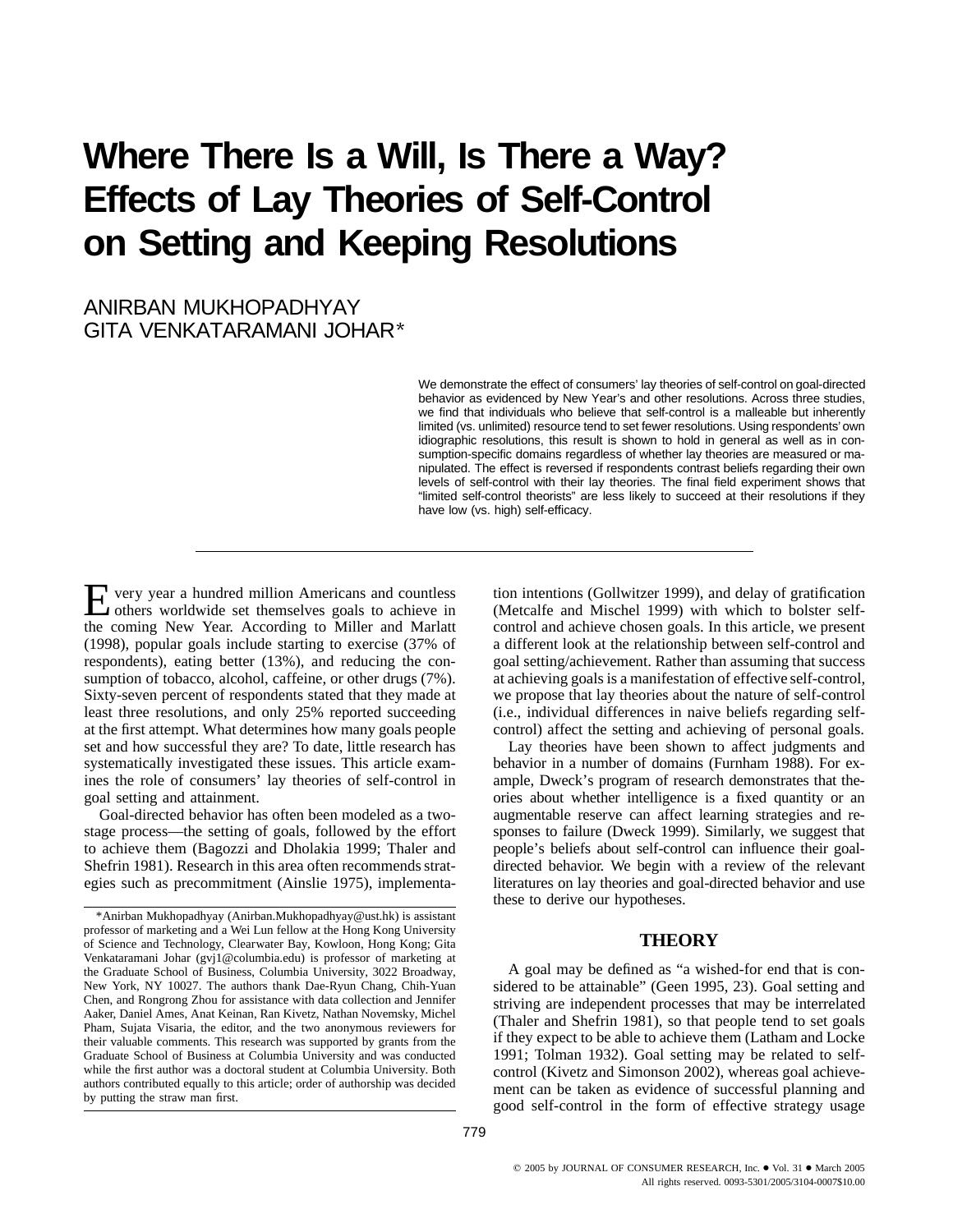# Where There Is a Will, Is There a Way? Effects of Lay Theories of Self-Control on Setting and Keeping Resolutions

ANIRBAN MUKHOPADHYAY
GITA VENKATARAMANI JOHAR*

We demonstrate the effect of consumers' lay theories of self-control on goal-directed behavior as evidenced by New Year's and other resolutions. Across three studies, we find that individuals who believe that self-control is a malleable but inherently limited (vs. unlimited) resource tend to set fewer resolutions. Using respondents' own idiographic resolutions, this result is shown to hold in general as well as in consumption-specific domains regardless of whether lay theories are measured or manipulated. The effect is reversed if respondents contrast beliefs regarding their own levels of self-control with their lay theories. The final field experiment shows that "limited self-control theorists" are less likely to succeed at their resolutions if they have low (vs. high) self-efficacy.

Every year a hundred million Americans and countless others worldwide set themselves goals to achieve in the coming New Year. According to Miller and Marlatt (1998), popular goals include starting to exercise (37% of respondents), eating better (13%), and reducing the consumption of tobacco, alcohol, caffeine, or other drugs (7%). Sixty-seven percent of respondents stated that they made at least three resolutions, and only 25% reported succeeding at the first attempt. What determines how many goals people set and how successful they are? To date, little research has systematically investigated these issues. This article examines the role of consumers' lay theories of self-control in goal setting and attainment.

Goal-directed behavior has often been modeled as a two-stage process—the setting of goals, followed by the effort to achieve them (Bagozzi and Dholakia 1999; Thaler and Shefrin 1981). Research in this area often recommends strategies such as precommitment (Ainslie 1975), implementation intentions (Gollwitzer 1999), and delay of gratification (Metcalfe and Mischel 1999) with which to bolster self-control and achieve chosen goals. In this article, we present a different look at the relationship between self-control and goal setting/achievement. Rather than assuming that success at achieving goals is a manifestation of effective self-control, we propose that lay theories about the nature of self-control (i.e., individual differences in naive beliefs regarding self-control) affect the setting and achieving of personal goals.

Lay theories have been shown to affect judgments and behavior in a number of domains (Furnham 1988). For example, Dweck's program of research demonstrates that theories about whether intelligence is a fixed quantity or an augmentable reserve can affect learning strategies and responses to failure (Dweck 1999). Similarly, we suggest that people's beliefs about self-control can influence their goal-directed behavior. We begin with a review of the relevant literatures on lay theories and goal-directed behavior and use these to derive our hypotheses.

## THEORY

A goal may be defined as "a wished-for end that is considered to be attainable" (Geen 1995, 23). Goal setting and striving are independent processes that may be interrelated (Thaler and Shefrin 1981), so that people tend to set goals if they expect to be able to achieve them (Latham and Locke 1991; Tolman 1932). Goal setting may be related to self-control (Kivetz and Simonson 2002), whereas goal achievement can be taken as evidence of successful planning and good self-control in the form of effective strategy usage

*Anirban Mukhopadhyay (Anirban.Mukhopadhyay@ust.hk) is assistant professor of marketing and a Wei Lun fellow at the Hong Kong University of Science and Technology, Clearwater Bay, Kowloon, Hong Kong; Gita Venkataramani Johar (gvj1@columbia.edu) is professor of marketing at the Graduate School of Business, Columbia University, 3022 Broadway, New York, NY 10027. The authors thank Dae-Ryun Chang, Chih-Yuan Chen, and Rongrong Zhou for assistance with data collection and Jennifer Aaker, Daniel Ames, Anat Keinan, Ran Kivetz, Nathan Novemsky, Michel Pham, Sujata Visaria, the editor, and the two anonymous reviewers for their valuable comments. This research was supported by grants from the Graduate School of Business at Columbia University and was conducted while the first author was a doctoral student at Columbia University. Both authors contributed equally to this article; order of authorship was decided by putting the straw man first.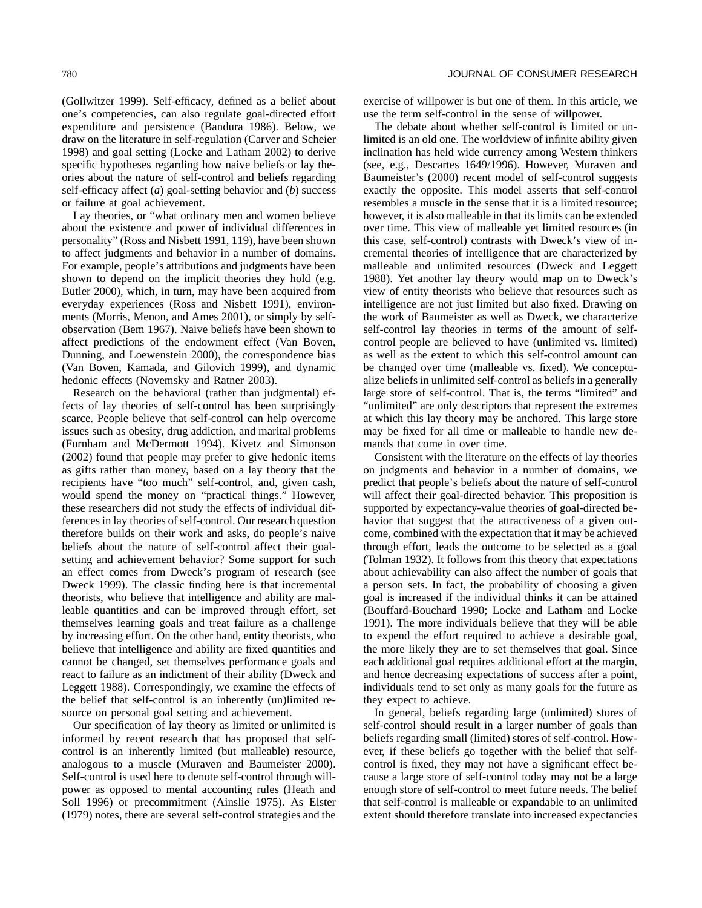(Gollwitzer 1999). Self-efficacy, defined as a belief about one's competencies, can also regulate goal-directed effort expenditure and persistence (Bandura 1986). Below, we draw on the literature in self-regulation (Carver and Scheier 1998) and goal setting (Locke and Latham 2002) to derive specific hypotheses regarding how naive beliefs or lay theories about the nature of self-control and beliefs regarding self-efficacy affect (*a*) goal-setting behavior and (*b*) success or failure at goal achievement.

Lay theories, or "what ordinary men and women believe about the existence and power of individual differences in personality" (Ross and Nisbett 1991, 119), have been shown to affect judgments and behavior in a number of domains. For example, people's attributions and judgments have been shown to depend on the implicit theories they hold (e.g. Butler 2000), which, in turn, may have been acquired from everyday experiences (Ross and Nisbett 1991), environments (Morris, Menon, and Ames 2001), or simply by self-observation (Bem 1967). Naive beliefs have been shown to affect predictions of the endowment effect (Van Boven, Dunning, and Loewenstein 2000), the correspondence bias (Van Boven, Kamada, and Gilovich 1999), and dynamic hedonic effects (Novemsky and Ratner 2003).

Research on the behavioral (rather than judgmental) effects of lay theories of self-control has been surprisingly scarce. People believe that self-control can help overcome issues such as obesity, drug addiction, and marital problems (Furnham and McDermott 1994). Kivetz and Simonson (2002) found that people may prefer to give hedonic items as gifts rather than money, based on a lay theory that the recipients have "too much" self-control, and, given cash, would spend the money on "practical things." However, these researchers did not study the effects of individual differences in lay theories of self-control. Our research question therefore builds on their work and asks, do people's naive beliefs about the nature of self-control affect their goal-setting and achievement behavior? Some support for such an effect comes from Dweck's program of research (see Dweck 1999). The classic finding here is that incremental theorists, who believe that intelligence and ability are malleable quantities and can be improved through effort, set themselves learning goals and treat failure as a challenge by increasing effort. On the other hand, entity theorists, who believe that intelligence and ability are fixed quantities and cannot be changed, set themselves performance goals and react to failure as an indictment of their ability (Dweck and Leggett 1988). Correspondingly, we examine the effects of the belief that self-control is an inherently (un)limited resource on personal goal setting and achievement.

Our specification of lay theory as limited or unlimited is informed by recent research that has proposed that self-control is an inherently limited (but malleable) resource, analogous to a muscle (Muraven and Baumeister 2000). Self-control is used here to denote self-control through willpower as opposed to mental accounting rules (Heath and Soll 1996) or precommitment (Ainslie 1975). As Elster (1979) notes, there are several self-control strategies and the exercise of willpower is but one of them. In this article, we use the term self-control in the sense of willpower.

The debate about whether self-control is limited or unlimited is an old one. The worldview of infinite ability given inclination has held wide currency among Western thinkers (see, e.g., Descartes 1649/1996). However, Muraven and Baumeister's (2000) recent model of self-control suggests exactly the opposite. This model asserts that self-control resembles a muscle in the sense that it is a limited resource; however, it is also malleable in that its limits can be extended over time. This view of malleable yet limited resources (in this case, self-control) contrasts with Dweck's view of incremental theories of intelligence that are characterized by malleable and unlimited resources (Dweck and Leggett 1988). Yet another lay theory would map on to Dweck's view of entity theorists who believe that resources such as intelligence are not just limited but also fixed. Drawing on the work of Baumeister as well as Dweck, we characterize self-control lay theories in terms of the amount of self-control people are believed to have (unlimited vs. limited) as well as the extent to which this self-control amount can be changed over time (malleable vs. fixed). We conceptualize beliefs in unlimited self-control as beliefs in a generally large store of self-control. That is, the terms "limited" and "unlimited" are only descriptors that represent the extremes at which this lay theory may be anchored. This large store may be fixed for all time or malleable to handle new demands that come in over time.

Consistent with the literature on the effects of lay theories on judgments and behavior in a number of domains, we predict that people's beliefs about the nature of self-control will affect their goal-directed behavior. This proposition is supported by expectancy-value theories of goal-directed behavior that suggest that the attractiveness of a given outcome, combined with the expectation that it may be achieved through effort, leads the outcome to be selected as a goal (Tolman 1932). It follows from this theory that expectations about achievability can also affect the number of goals that a person sets. In fact, the probability of choosing a given goal is increased if the individual thinks it can be attained (Bouffard-Bouchard 1990; Locke and Latham and Locke 1991). The more individuals believe that they will be able to expend the effort required to achieve a desirable goal, the more likely they are to set themselves that goal. Since each additional goal requires additional effort at the margin, and hence decreasing expectations of success after a point, individuals tend to set only as many goals for the future as they expect to achieve.

In general, beliefs regarding large (unlimited) stores of self-control should result in a larger number of goals than beliefs regarding small (limited) stores of self-control. However, if these beliefs go together with the belief that self-control is fixed, they may not have a significant effect because a large store of self-control today may not be a large enough store of self-control to meet future needs. The belief that self-control is malleable or expandable to an unlimited extent should therefore translate into increased expectancies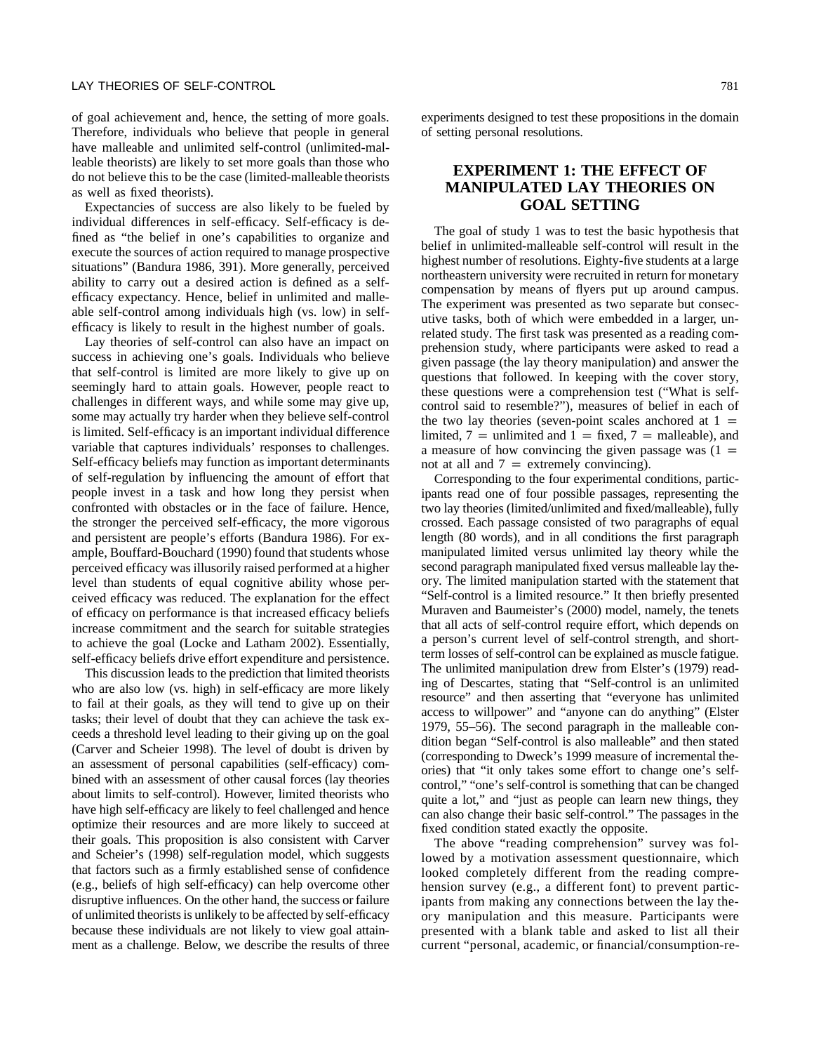of goal achievement and, hence, the setting of more goals. Therefore, individuals who believe that people in general have malleable and unlimited self-control (unlimited-malleable theorists) are likely to set more goals than those who do not believe this to be the case (limited-malleable theorists as well as fixed theorists).

Expectancies of success are also likely to be fueled by individual differences in self-efficacy. Self-efficacy is defined as "the belief in one's capabilities to organize and execute the sources of action required to manage prospective situations" (Bandura 1986, 391). More generally, perceived ability to carry out a desired action is defined as a self-efficacy expectancy. Hence, belief in unlimited and malleable self-control among individuals high (vs. low) in self-efficacy is likely to result in the highest number of goals.

Lay theories of self-control can also have an impact on success in achieving one's goals. Individuals who believe that self-control is limited are more likely to give up on seemingly hard to attain goals. However, people react to challenges in different ways, and while some may give up, some may actually try harder when they believe self-control is limited. Self-efficacy is an important individual difference variable that captures individuals' responses to challenges. Self-efficacy beliefs may function as important determinants of self-regulation by influencing the amount of effort that people invest in a task and how long they persist when confronted with obstacles or in the face of failure. Hence, the stronger the perceived self-efficacy, the more vigorous and persistent are people's efforts (Bandura 1986). For example, Bouffard-Bouchard (1990) found that students whose perceived efficacy was illusorily raised performed at a higher level than students of equal cognitive ability whose perceived efficacy was reduced. The explanation for the effect of efficacy on performance is that increased efficacy beliefs increase commitment and the search for suitable strategies to achieve the goal (Locke and Latham 2002). Essentially, self-efficacy beliefs drive effort expenditure and persistence.

This discussion leads to the prediction that limited theorists who are also low (vs. high) in self-efficacy are more likely to fail at their goals, as they will tend to give up on their tasks; their level of doubt that they can achieve the task exceeds a threshold level leading to their giving up on the goal (Carver and Scheier 1998). The level of doubt is driven by an assessment of personal capabilities (self-efficacy) combined with an assessment of other causal forces (lay theories about limits to self-control). However, limited theorists who have high self-efficacy are likely to feel challenged and hence optimize their resources and are more likely to succeed at their goals. This proposition is also consistent with Carver and Scheier's (1998) self-regulation model, which suggests that factors such as a firmly established sense of confidence (e.g., beliefs of high self-efficacy) can help overcome other disruptive influences. On the other hand, the success or failure of unlimited theorists is unlikely to be affected by self-efficacy because these individuals are not likely to view goal attainment as a challenge. Below, we describe the results of three experiments designed to test these propositions in the domain of setting personal resolutions.

## EXPERIMENT 1: THE EFFECT OF MANIPULATED LAY THEORIES ON GOAL SETTING

The goal of study 1 was to test the basic hypothesis that belief in unlimited-malleable self-control will result in the highest number of resolutions. Eighty-five students at a large northeastern university were recruited in return for monetary compensation by means of flyers put up around campus. The experiment was presented as two separate but consecutive tasks, both of which were embedded in a larger, unrelated study. The first task was presented as a reading comprehension study, where participants were asked to read a given passage (the lay theory manipulation) and answer the questions that followed. In keeping with the cover story, these questions were a comprehension test ("What is self-control said to resemble?"), measures of belief in each of the two lay theories (seven-point scales anchored at $1 =$ limited, $7 =$ unlimited and $1 =$ fixed, $7 =$ malleable), and a measure of how convincing the given passage was ($1 =$ not at all and $7 =$ extremely convincing).

Corresponding to the four experimental conditions, participants read one of four possible passages, representing the two lay theories (limited/unlimited and fixed/malleable), fully crossed. Each passage consisted of two paragraphs of equal length (80 words), and in all conditions the first paragraph manipulated limited versus unlimited lay theory while the second paragraph manipulated fixed versus malleable lay theory. The limited manipulation started with the statement that "Self-control is a limited resource." It then briefly presented Muraven and Baumeister's (2000) model, namely, the tenets that all acts of self-control require effort, which depends on a person's current level of self-control strength, and short-term losses of self-control can be explained as muscle fatigue. The unlimited manipulation drew from Elster's (1979) reading of Descartes, stating that "Self-control is an unlimited resource" and then asserting that "everyone has unlimited access to willpower" and "anyone can do anything" (Elster 1979, 55–56). The second paragraph in the malleable condition began "Self-control is also malleable" and then stated (corresponding to Dweck's 1999 measure of incremental theories) that "it only takes some effort to change one's self-control," "one's self-control is something that can be changed quite a lot," and "just as people can learn new things, they can also change their basic self-control." The passages in the fixed condition stated exactly the opposite.

The above "reading comprehension" survey was followed by a motivation assessment questionnaire, which looked completely different from the reading comprehension survey (e.g., a different font) to prevent participants from making any connections between the lay theory manipulation and this measure. Participants were presented with a blank table and asked to list all their current "personal, academic, or financial/consumption-re-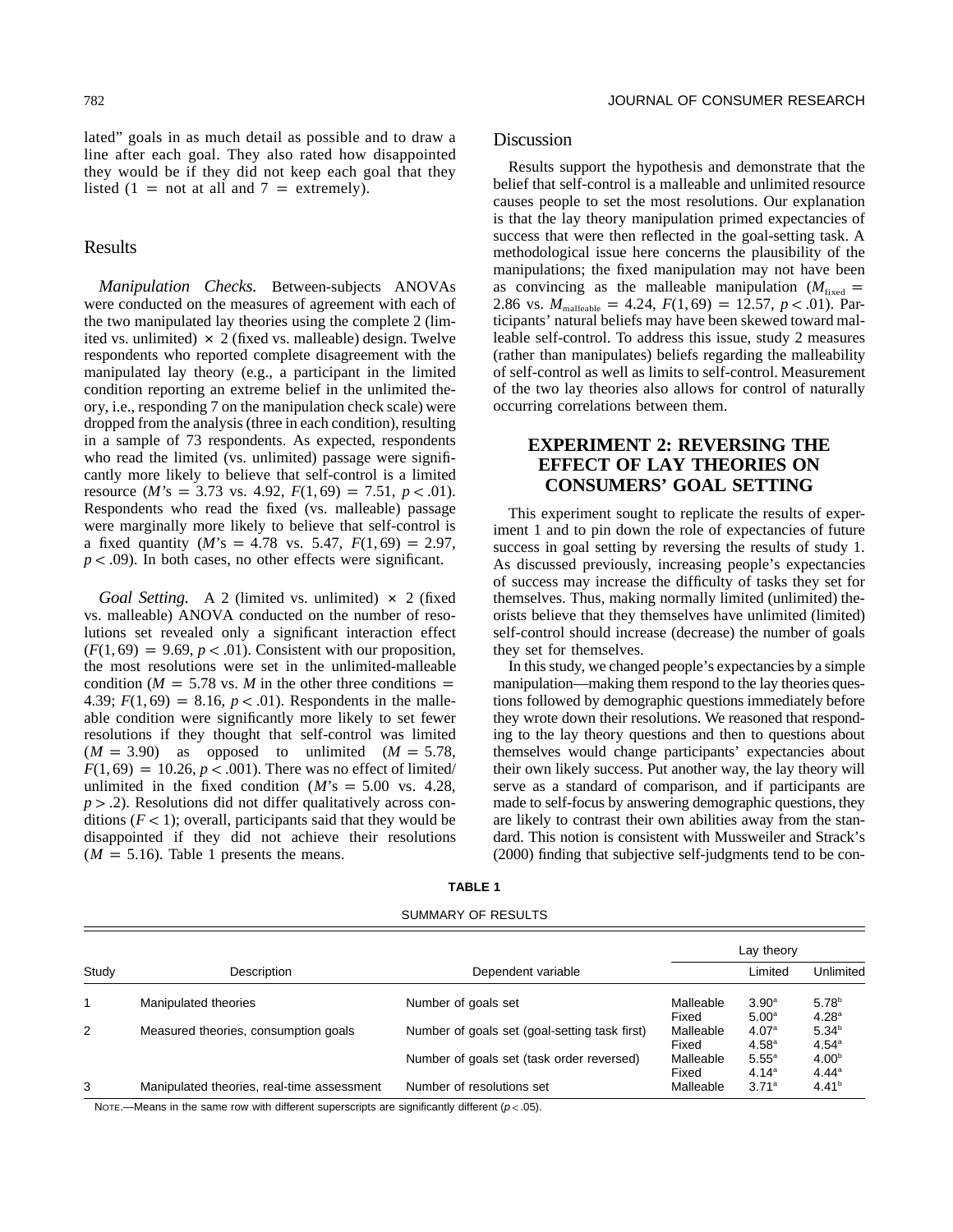lated" goals in as much detail as possible and to draw a line after each goal. They also rated how disappointed they would be if they did not keep each goal that they listed (1 = not at all and 7 = extremely).

## Results

*Manipulation Checks.* Between-subjects ANOVAs were conducted on the measures of agreement with each of the two manipulated lay theories using the complete 2 (limited vs. unlimited) × 2 (fixed vs. malleable) design. Twelve respondents who reported complete disagreement with the manipulated lay theory (e.g., a participant in the limited condition reporting an extreme belief in the unlimited theory, i.e., responding 7 on the manipulation check scale) were dropped from the analysis (three in each condition), resulting in a sample of 73 respondents. As expected, respondents who read the limited (vs. unlimited) passage were significantly more likely to believe that self-control is a limited resource ($M$'s = 3.73 vs. 4.92, $F(1, 69) = 7.51$, $p < .01$). Respondents who read the fixed (vs. malleable) passage were marginally more likely to believe that self-control is a fixed quantity ($M$'s = 4.78 vs. 5.47, $F(1, 69) = 2.97$, $p < .09$). In both cases, no other effects were significant.

*Goal Setting.* A 2 (limited vs. unlimited) × 2 (fixed vs. malleable) ANOVA conducted on the number of resolutions set revealed only a significant interaction effect ($F(1, 69) = 9.69$, $p < .01$). Consistent with our proposition, the most resolutions were set in the unlimited-malleable condition ($M = 5.78$ vs. $M$ in the other three conditions = 4.39; $F(1, 69) = 8.16$, $p < .01$). Respondents in the malleable condition were significantly more likely to set fewer resolutions if they thought that self-control was limited ($M = 3.90$) as opposed to unlimited ($M = 5.78$, $F(1, 69) = 10.26$, $p < .001$). There was no effect of limited/unlimited in the fixed condition ($M$'s = 5.00 vs. 4.28, $p > .2$). Resolutions did not differ qualitatively across conditions ($F < 1$); overall, participants said that they would be disappointed if they did not achieve their resolutions ($M = 5.16$). Table 1 presents the means.

## Discussion

Results support the hypothesis and demonstrate that the belief that self-control is a malleable and unlimited resource causes people to set the most resolutions. Our explanation is that the lay theory manipulation primed expectancies of success that were then reflected in the goal-setting task. A methodological issue here concerns the plausibility of the manipulations; the fixed manipulation may not have been as convincing as the malleable manipulation ($M_{\text{fixed}}$ = 2.86 vs. $M_{\text{malleable}}$ = 4.24, $F(1, 69) = 12.57$, $p < .01$). Participants' natural beliefs may have been skewed toward malleable self-control. To address this issue, study 2 measures (rather than manipulates) beliefs regarding the malleability of self-control as well as limits to self-control. Measurement of the two lay theories also allows for control of naturally occurring correlations between them.

# EXPERIMENT 2: REVERSING THE EFFECT OF LAY THEORIES ON CONSUMERS' GOAL SETTING

This experiment sought to replicate the results of experiment 1 and to pin down the role of expectancies of future success in goal setting by reversing the results of study 1. As discussed previously, increasing people's expectancies of success may increase the difficulty of tasks they set for themselves. Thus, making normally limited (unlimited) theorists believe that they themselves have unlimited (limited) self-control should increase (decrease) the number of goals they set for themselves.

In this study, we changed people's expectancies by a simple manipulation—making them respond to the lay theories questions followed by demographic questions immediately before they wrote down their resolutions. We reasoned that responding to the lay theory questions and then to questions about themselves would change participants' expectancies about their own likely success. Put another way, the lay theory will serve as a standard of comparison, and if participants are made to self-focus by answering demographic questions, they are likely to contrast their own abilities away from the standard. This notion is consistent with Mussweiler and Strack's (2000) finding that subjective self-judgments tend to be con-

**TABLE 1**

SUMMARY OF RESULTS

| Study | Description | Dependent variable | | Lay theory: Limited | Lay theory: Unlimited |
|---|---|---|---|---|---|
| 1 | Manipulated theories | Number of goals set | Malleable | 3.90[a] | 5.78[b] |
| | | | Fixed | 5.00[a] | 4.28[a] |
| 2 | Measured theories, consumption goals | Number of goals set (goal-setting task first) | Malleable | 4.07[a] | 5.34[b] |
| | | | Fixed | 4.58[a] | 4.54[a] |
| | | Number of goals set (task order reversed) | Malleable | 5.55[a] | 4.00[b] |
| | | | Fixed | 4.14[a] | 4.44[a] |
| 3 | Manipulated theories, real-time assessment | Number of resolutions set | Malleable | 3.71[a] | 4.41[b] |

NOTE.—Means in the same row with different superscripts are significantly different ($p < .05$).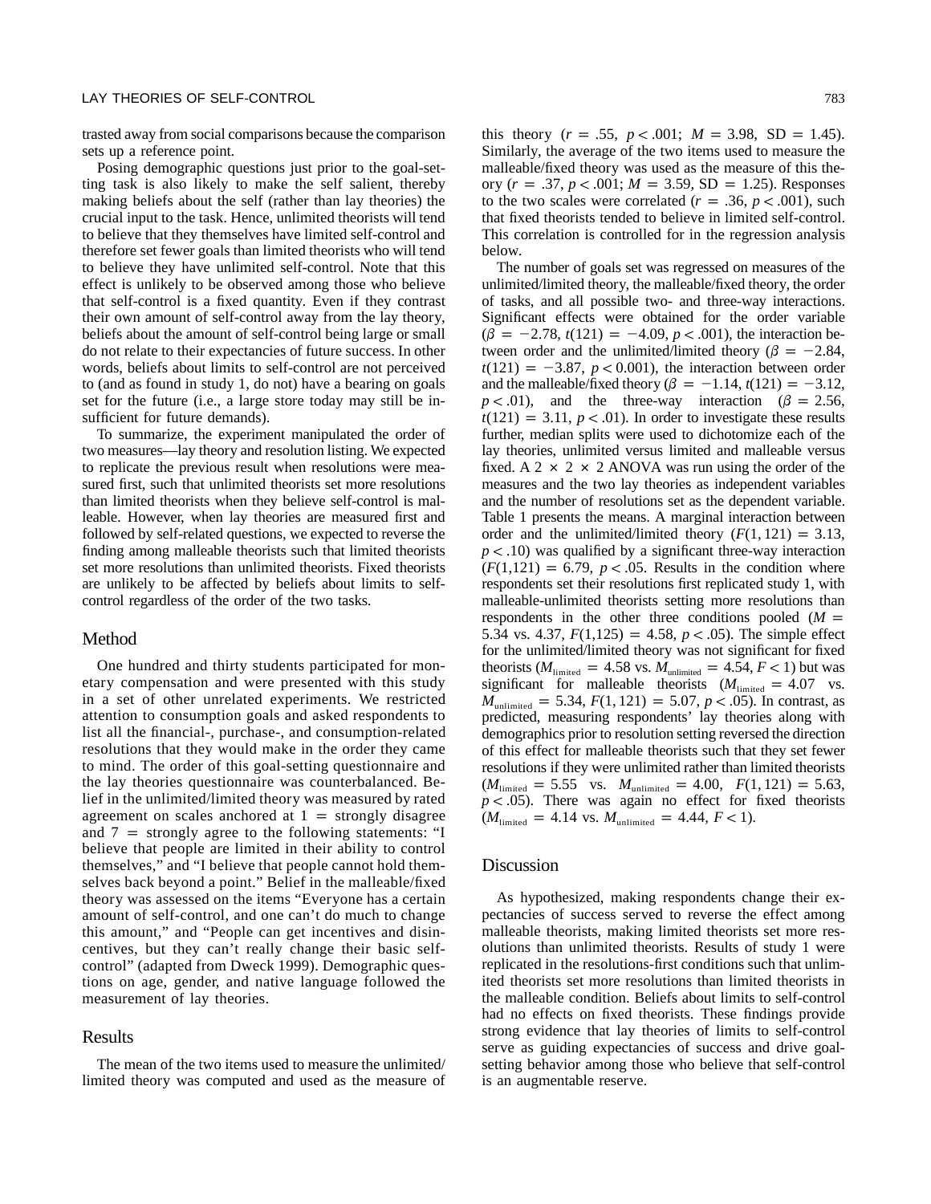trasted away from social comparisons because the comparison sets up a reference point.

Posing demographic questions just prior to the goal-setting task is also likely to make the self salient, thereby making beliefs about the self (rather than lay theories) the crucial input to the task. Hence, unlimited theorists will tend to believe that they themselves have limited self-control and therefore set fewer goals than limited theorists who will tend to believe they have unlimited self-control. Note that this effect is unlikely to be observed among those who believe that self-control is a fixed quantity. Even if they contrast their own amount of self-control away from the lay theory, beliefs about the amount of self-control being large or small do not relate to their expectancies of future success. In other words, beliefs about limits to self-control are not perceived to (and as found in study 1, do not) have a bearing on goals set for the future (i.e., a large store today may still be insufficient for future demands).

To summarize, the experiment manipulated the order of two measures—lay theory and resolution listing. We expected to replicate the previous result when resolutions were measured first, such that unlimited theorists set more resolutions than limited theorists when they believe self-control is malleable. However, when lay theories are measured first and followed by self-related questions, we expected to reverse the finding among malleable theorists such that limited theorists set more resolutions than unlimited theorists. Fixed theorists are unlikely to be affected by beliefs about limits to self-control regardless of the order of the two tasks.

## Method

One hundred and thirty students participated for monetary compensation and were presented with this study in a set of other unrelated experiments. We restricted attention to consumption goals and asked respondents to list all the financial-, purchase-, and consumption-related resolutions that they would make in the order they came to mind. The order of this goal-setting questionnaire and the lay theories questionnaire was counterbalanced. Belief in the unlimited/limited theory was measured by rated agreement on scales anchored at 1 = strongly disagree and 7 = strongly agree to the following statements: "I believe that people are limited in their ability to control themselves," and "I believe that people cannot hold themselves back beyond a point." Belief in the malleable/fixed theory was assessed on the items "Everyone has a certain amount of self-control, and one can't do much to change this amount," and "People can get incentives and disincentives, but they can't really change their basic self-control" (adapted from Dweck 1999). Demographic questions on age, gender, and native language followed the measurement of lay theories.

## Results

The mean of the two items used to measure the unlimited/limited theory was computed and used as the measure of this theory ($r = .55$, $p < .001$; $M = 3.98$, $SD = 1.45$). Similarly, the average of the two items used to measure the malleable/fixed theory was used as the measure of this theory ($r = .37$, $p < .001$; $M = 3.59$, $SD = 1.25$). Responses to the two scales were correlated ($r = .36$, $p < .001$), such that fixed theorists tended to believe in limited self-control. This correlation is controlled for in the regression analysis below.

The number of goals set was regressed on measures of the unlimited/limited theory, the malleable/fixed theory, the order of tasks, and all possible two- and three-way interactions. Significant effects were obtained for the order variable ($\beta = -2.78$, $t(121) = -4.09$, $p < .001$), the interaction between order and the unlimited/limited theory ($\beta = -2.84$, $t(121) = -3.87$, $p < 0.001$), the interaction between order and the malleable/fixed theory ($\beta = -1.14$, $t(121) = -3.12$, $p < .01$), and the three-way interaction ($\beta = 2.56$, $t(121) = 3.11$, $p < .01$). In order to investigate these results further, median splits were used to dichotomize each of the lay theories, unlimited versus limited and malleable versus fixed. A 2 × 2 × 2 ANOVA was run using the order of the measures and the two lay theories as independent variables and the number of resolutions set as the dependent variable. Table 1 presents the means. A marginal interaction between order and the unlimited/limited theory ($F(1, 121) = 3.13$, $p < .10$) was qualified by a significant three-way interaction ($F(1,121) = 6.79$, $p < .05$. Results in the condition where respondents set their resolutions first replicated study 1, with malleable-unlimited theorists setting more resolutions than respondents in the other three conditions pooled ($M =$ 5.34 vs. 4.37, $F(1,125) = 4.58$, $p < .05$). The simple effect for the unlimited/limited theory was not significant for fixed theorists ($M_{\text{limited}} = 4.58$ vs. $M_{\text{unlimited}} = 4.54$, $F < 1$) but was significant for malleable theorists ($M_{\text{limited}} = 4.07$ vs. $M_{\text{unlimited}} = 5.34$, $F(1, 121) = 5.07$, $p < .05$). In contrast, as predicted, measuring respondents' lay theories along with demographics prior to resolution setting reversed the direction of this effect for malleable theorists such that they set fewer resolutions if they were unlimited rather than limited theorists ($M_{\text{limited}} = 5.55$ vs. $M_{\text{unlimited}} = 4.00$, $F(1, 121) = 5.63$, $p < .05$). There was again no effect for fixed theorists ($M_{\text{limited}} = 4.14$ vs. $M_{\text{unlimited}} = 4.44$, $F < 1$).

## Discussion

As hypothesized, making respondents change their expectancies of success served to reverse the effect among malleable theorists, making limited theorists set more resolutions than unlimited theorists. Results of study 1 were replicated in the resolutions-first conditions such that unlimited theorists set more resolutions than limited theorists in the malleable condition. Beliefs about limits to self-control had no effects on fixed theorists. These findings provide strong evidence that lay theories of limits to self-control serve as guiding expectancies of success and drive goal-setting behavior among those who believe that self-control is an augmentable reserve.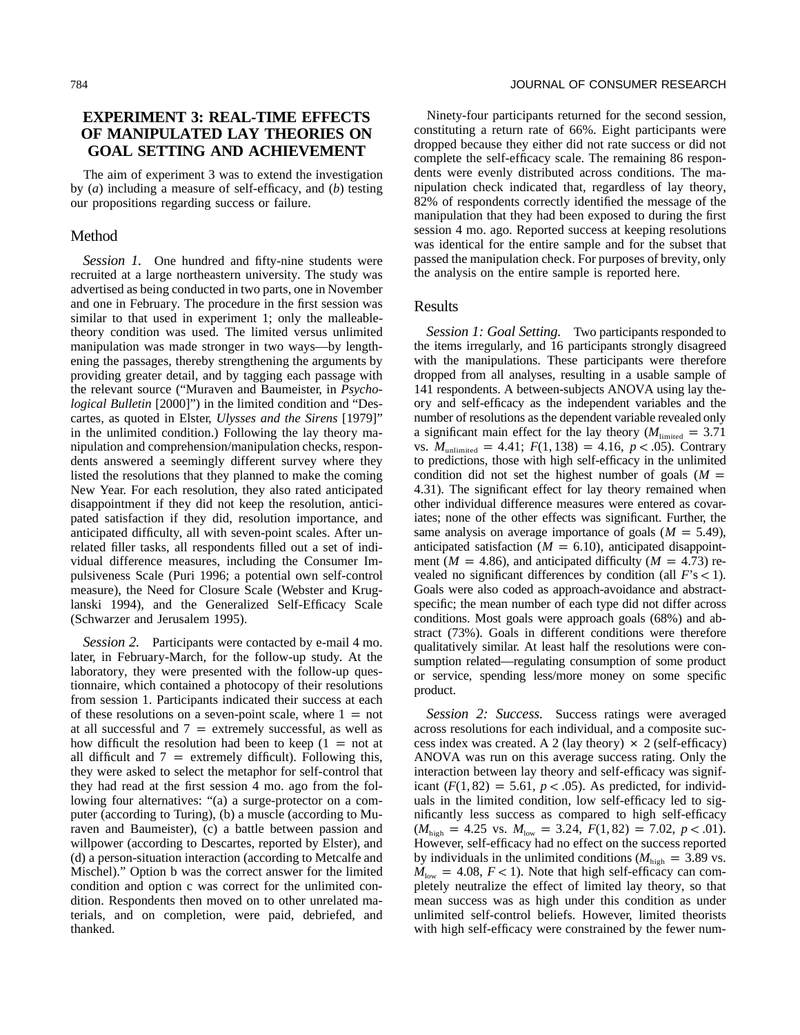## EXPERIMENT 3: REAL-TIME EFFECTS OF MANIPULATED LAY THEORIES ON GOAL SETTING AND ACHIEVEMENT

The aim of experiment 3 was to extend the investigation by (*a*) including a measure of self-efficacy, and (*b*) testing our propositions regarding success or failure.

### Method

*Session 1.* One hundred and fifty-nine students were recruited at a large northeastern university. The study was advertised as being conducted in two parts, one in November and one in February. The procedure in the first session was similar to that used in experiment 1; only the malleable-theory condition was used. The limited versus unlimited manipulation was made stronger in two ways—by lengthening the passages, thereby strengthening the arguments by providing greater detail, and by tagging each passage with the relevant source ("Muraven and Baumeister, in *Psychological Bulletin* [2000]") in the limited condition and "Descartes, as quoted in Elster, *Ulysses and the Sirens* [1979]" in the unlimited condition.) Following the lay theory manipulation and comprehension/manipulation checks, respondents answered a seemingly different survey where they listed the resolutions that they planned to make the coming New Year. For each resolution, they also rated anticipated disappointment if they did not keep the resolution, anticipated satisfaction if they did, resolution importance, and anticipated difficulty, all with seven-point scales. After unrelated filler tasks, all respondents filled out a set of individual difference measures, including the Consumer Impulsiveness Scale (Puri 1996; a potential own self-control measure), the Need for Closure Scale (Webster and Kruglanski 1994), and the Generalized Self-Efficacy Scale (Schwarzer and Jerusalem 1995).

*Session 2.* Participants were contacted by e-mail 4 mo. later, in February-March, for the follow-up study. At the laboratory, they were presented with the follow-up questionnaire, which contained a photocopy of their resolutions from session 1. Participants indicated their success at each of these resolutions on a seven-point scale, where 1 = not at all successful and 7 = extremely successful, as well as how difficult the resolution had been to keep (1 = not at all difficult and 7 = extremely difficult). Following this, they were asked to select the metaphor for self-control that they had read at the first session 4 mo. ago from the following four alternatives: "(a) a surge-protector on a computer (according to Turing), (b) a muscle (according to Muraven and Baumeister), (c) a battle between passion and willpower (according to Descartes, reported by Elster), and (d) a person-situation interaction (according to Metcalfe and Mischel)." Option b was the correct answer for the limited condition and option c was correct for the unlimited condition. Respondents then moved on to other unrelated materials, and on completion, were paid, debriefed, and thanked.

Ninety-four participants returned for the second session, constituting a return rate of 66%. Eight participants were dropped because they either did not rate success or did not complete the self-efficacy scale. The remaining 86 respondents were evenly distributed across conditions. The manipulation check indicated that, regardless of lay theory, 82% of respondents correctly identified the message of the manipulation that they had been exposed to during the first session 4 mo. ago. Reported success at keeping resolutions was identical for the entire sample and for the subset that passed the manipulation check. For purposes of brevity, only the analysis on the entire sample is reported here.

### Results

*Session 1: Goal Setting.* Two participants responded to the items irregularly, and 16 participants strongly disagreed with the manipulations. These participants were therefore dropped from all analyses, resulting in a usable sample of 141 respondents. A between-subjects ANOVA using lay theory and self-efficacy as the independent variables and the number of resolutions as the dependent variable revealed only a significant main effect for the lay theory ($M_{\text{limited}} = 3.71$ vs. $M_{\text{unlimited}} = 4.41$; $F(1, 138) = 4.16$, $p < .05$). Contrary to predictions, those with high self-efficacy in the unlimited condition did not set the highest number of goals ($M = 4.31$). The significant effect for lay theory remained when other individual difference measures were entered as covariates; none of the other effects was significant. Further, the same analysis on average importance of goals ($M = 5.49$), anticipated satisfaction ($M = 6.10$), anticipated disappointment ($M = 4.86$), and anticipated difficulty ($M = 4.73$) revealed no significant differences by condition (all $F$'s $< 1$). Goals were also coded as approach-avoidance and abstract-specific; the mean number of each type did not differ across conditions. Most goals were approach goals (68%) and abstract (73%). Goals in different conditions were therefore qualitatively similar. At least half the resolutions were consumption related—regulating consumption of some product or service, spending less/more money on some specific product.

*Session 2: Success.* Success ratings were averaged across resolutions for each individual, and a composite success index was created. A 2 (lay theory) × 2 (self-efficacy) ANOVA was run on this average success rating. Only the interaction between lay theory and self-efficacy was significant ($F(1, 82) = 5.61$, $p < .05$). As predicted, for individuals in the limited condition, low self-efficacy led to significantly less success as compared to high self-efficacy ($M_{\text{high}} = 4.25$ vs. $M_{\text{low}} = 3.24$, $F(1, 82) = 7.02$, $p < .01$). However, self-efficacy had no effect on the success reported by individuals in the unlimited conditions ($M_{\text{high}} = 3.89$ vs. $M_{\text{low}} = 4.08$, $F < 1$). Note that high self-efficacy can completely neutralize the effect of limited lay theory, so that mean success was as high under this condition as under unlimited self-control beliefs. However, limited theorists with high self-efficacy were constrained by the fewer num-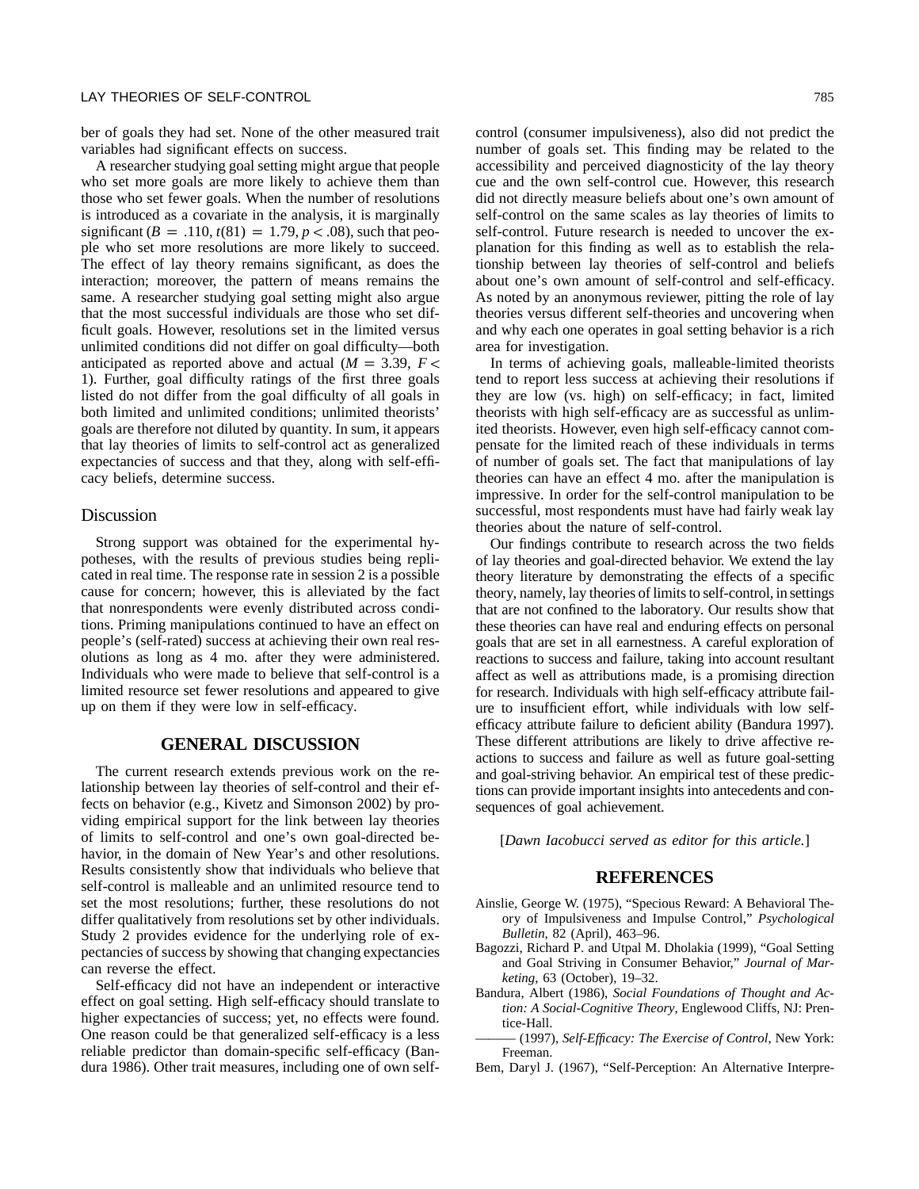ber of goals they had set. None of the other measured trait variables had significant effects on success.

A researcher studying goal setting might argue that people who set more goals are more likely to achieve them than those who set fewer goals. When the number of resolutions is introduced as a covariate in the analysis, it is marginally significant ($B = .110$, $t(81) = 1.79$, $p < .08$), such that people who set more resolutions are more likely to succeed. The effect of lay theory remains significant, as does the interaction; moreover, the pattern of means remains the same. A researcher studying goal setting might also argue that the most successful individuals are those who set difficult goals. However, resolutions set in the limited versus unlimited conditions did not differ on goal difficulty—both anticipated as reported above and actual ($M = 3.39$, $F < 1$). Further, goal difficulty ratings of the first three goals listed do not differ from the goal difficulty of all goals in both limited and unlimited conditions; unlimited theorists' goals are therefore not diluted by quantity. In sum, it appears that lay theories of limits to self-control act as generalized expectancies of success and that they, along with self-efficacy beliefs, determine success.

## Discussion

Strong support was obtained for the experimental hypotheses, with the results of previous studies being replicated in real time. The response rate in session 2 is a possible cause for concern; however, this is alleviated by the fact that nonrespondents were evenly distributed across conditions. Priming manipulations continued to have an effect on people's (self-rated) success at achieving their own real resolutions as long as 4 mo. after they were administered. Individuals who were made to believe that self-control is a limited resource set fewer resolutions and appeared to give up on them if they were low in self-efficacy.

# GENERAL DISCUSSION

The current research extends previous work on the relationship between lay theories of self-control and their effects on behavior (e.g., Kivetz and Simonson 2002) by providing empirical support for the link between lay theories of limits to self-control and one's own goal-directed behavior, in the domain of New Year's and other resolutions. Results consistently show that individuals who believe that self-control is malleable and an unlimited resource tend to set the most resolutions; further, these resolutions do not differ qualitatively from resolutions set by other individuals. Study 2 provides evidence for the underlying role of expectancies of success by showing that changing expectancies can reverse the effect.

Self-efficacy did not have an independent or interactive effect on goal setting. High self-efficacy should translate to higher expectancies of success; yet, no effects were found. One reason could be that generalized self-efficacy is a less reliable predictor than domain-specific self-efficacy (Bandura 1986). Other trait measures, including one of own self-control (consumer impulsiveness), also did not predict the number of goals set. This finding may be related to the accessibility and perceived diagnosticity of the lay theory cue and the own self-control cue. However, this research did not directly measure beliefs about one's own amount of self-control on the same scales as lay theories of limits to self-control. Future research is needed to uncover the explanation for this finding as well as to establish the relationship between lay theories of self-control and beliefs about one's own amount of self-control and self-efficacy. As noted by an anonymous reviewer, pitting the role of lay theories versus different self-theories and uncovering when and why each one operates in goal setting behavior is a rich area for investigation.

In terms of achieving goals, malleable-limited theorists tend to report less success at achieving their resolutions if they are low (vs. high) on self-efficacy; in fact, limited theorists with high self-efficacy are as successful as unlimited theorists. However, even high self-efficacy cannot compensate for the limited reach of these individuals in terms of number of goals set. The fact that manipulations of lay theories can have an effect 4 mo. after the manipulation is impressive. In order for the self-control manipulation to be successful, most respondents must have had fairly weak lay theories about the nature of self-control.

Our findings contribute to research across the two fields of lay theories and goal-directed behavior. We extend the lay theory literature by demonstrating the effects of a specific theory, namely, lay theories of limits to self-control, in settings that are not confined to the laboratory. Our results show that these theories can have real and enduring effects on personal goals that are set in all earnestness. A careful exploration of reactions to success and failure, taking into account resultant affect as well as attributions made, is a promising direction for research. Individuals with high self-efficacy attribute failure to insufficient effort, while individuals with low self-efficacy attribute failure to deficient ability (Bandura 1997). These different attributions are likely to drive affective reactions to success and failure as well as future goal-setting and goal-striving behavior. An empirical test of these predictions can provide important insights into antecedents and consequences of goal achievement.

[*Dawn Iacobucci served as editor for this article.*]

# REFERENCES

Ainslie, George W. (1975), "Specious Reward: A Behavioral Theory of Impulsiveness and Impulse Control," *Psychological Bulletin*, 82 (April), 463–96.

Bagozzi, Richard P. and Utpal M. Dholakia (1999), "Goal Setting and Goal Striving in Consumer Behavior," *Journal of Marketing*, 63 (October), 19–32.

Bandura, Albert (1986), *Social Foundations of Thought and Action: A Social-Cognitive Theory*, Englewood Cliffs, NJ: Prentice-Hall.

——— (1997), *Self-Efficacy: The Exercise of Control*, New York: Freeman.

Bem, Daryl J. (1967), "Self-Perception: An Alternative Interpre-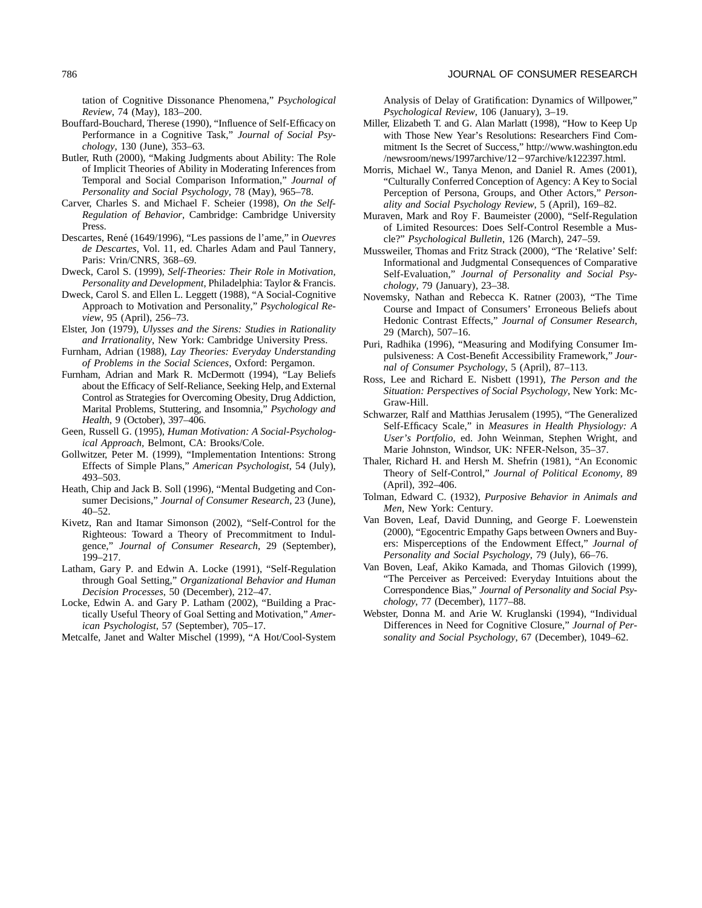tation of Cognitive Dissonance Phenomena," *Psychological Review*, 74 (May), 183–200.

Bouffard-Bouchard, Therese (1990), "Influence of Self-Efficacy on Performance in a Cognitive Task," *Journal of Social Psychology*, 130 (June), 353–63.

Butler, Ruth (2000), "Making Judgments about Ability: The Role of Implicit Theories of Ability in Moderating Inferences from Temporal and Social Comparison Information," *Journal of Personality and Social Psychology*, 78 (May), 965–78.

Carver, Charles S. and Michael F. Scheier (1998), *On the Self-Regulation of Behavior*, Cambridge: Cambridge University Press.

Descartes, René (1649/1996), "Les passions de l'ame," in *Ouevres de Descartes*, Vol. 11, ed. Charles Adam and Paul Tannery, Paris: Vrin/CNRS, 368–69.

Dweck, Carol S. (1999), *Self-Theories: Their Role in Motivation, Personality and Development*, Philadelphia: Taylor & Francis.

Dweck, Carol S. and Ellen L. Leggett (1988), "A Social-Cognitive Approach to Motivation and Personality," *Psychological Review*, 95 (April), 256–73.

Elster, Jon (1979), *Ulysses and the Sirens: Studies in Rationality and Irrationality*, New York: Cambridge University Press.

Furnham, Adrian (1988), *Lay Theories: Everyday Understanding of Problems in the Social Sciences*, Oxford: Pergamon.

Furnham, Adrian and Mark R. McDermott (1994), "Lay Beliefs about the Efficacy of Self-Reliance, Seeking Help, and External Control as Strategies for Overcoming Obesity, Drug Addiction, Marital Problems, Stuttering, and Insomnia," *Psychology and Health*, 9 (October), 397–406.

Geen, Russell G. (1995), *Human Motivation: A Social-Psychological Approach*, Belmont, CA: Brooks/Cole.

Gollwitzer, Peter M. (1999), "Implementation Intentions: Strong Effects of Simple Plans," *American Psychologist*, 54 (July), 493–503.

Heath, Chip and Jack B. Soll (1996), "Mental Budgeting and Consumer Decisions," *Journal of Consumer Research*, 23 (June), 40–52.

Kivetz, Ran and Itamar Simonson (2002), "Self-Control for the Righteous: Toward a Theory of Precommitment to Indulgence," *Journal of Consumer Research*, 29 (September), 199–217.

Latham, Gary P. and Edwin A. Locke (1991), "Self-Regulation through Goal Setting," *Organizational Behavior and Human Decision Processes*, 50 (December), 212–47.

Locke, Edwin A. and Gary P. Latham (2002), "Building a Practically Useful Theory of Goal Setting and Motivation," *American Psychologist*, 57 (September), 705–17.

Metcalfe, Janet and Walter Mischel (1999), "A Hot/Cool-System Analysis of Delay of Gratification: Dynamics of Willpower," *Psychological Review*, 106 (January), 3–19.

Miller, Elizabeth T. and G. Alan Marlatt (1998), "How to Keep Up with Those New Year's Resolutions: Researchers Find Commitment Is the Secret of Success," http://www.washington.edu/newsroom/news/1997archive/12−97archive/k122397.html.

Morris, Michael W., Tanya Menon, and Daniel R. Ames (2001), "Culturally Conferred Conception of Agency: A Key to Social Perception of Persona, Groups, and Other Actors," *Personality and Social Psychology Review*, 5 (April), 169–82.

Muraven, Mark and Roy F. Baumeister (2000), "Self-Regulation of Limited Resources: Does Self-Control Resemble a Muscle?" *Psychological Bulletin*, 126 (March), 247–59.

Mussweiler, Thomas and Fritz Strack (2000), "The 'Relative' Self: Informational and Judgmental Consequences of Comparative Self-Evaluation," *Journal of Personality and Social Psychology*, 79 (January), 23–38.

Novemsky, Nathan and Rebecca K. Ratner (2003), "The Time Course and Impact of Consumers' Erroneous Beliefs about Hedonic Contrast Effects," *Journal of Consumer Research*, 29 (March), 507–16.

Puri, Radhika (1996), "Measuring and Modifying Consumer Impulsiveness: A Cost-Benefit Accessibility Framework," *Journal of Consumer Psychology*, 5 (April), 87–113.

Ross, Lee and Richard E. Nisbett (1991), *The Person and the Situation: Perspectives of Social Psychology*, New York: McGraw-Hill.

Schwarzer, Ralf and Matthias Jerusalem (1995), "The Generalized Self-Efficacy Scale," in *Measures in Health Physiology: A User's Portfolio*, ed. John Weinman, Stephen Wright, and Marie Johnston, Windsor, UK: NFER-Nelson, 35–37.

Thaler, Richard H. and Hersh M. Shefrin (1981), "An Economic Theory of Self-Control," *Journal of Political Economy*, 89 (April), 392–406.

Tolman, Edward C. (1932), *Purposive Behavior in Animals and Men*, New York: Century.

Van Boven, Leaf, David Dunning, and George F. Loewenstein (2000), "Egocentric Empathy Gaps between Owners and Buyers: Misperceptions of the Endowment Effect," *Journal of Personality and Social Psychology*, 79 (July), 66–76.

Van Boven, Leaf, Akiko Kamada, and Thomas Gilovich (1999), "The Perceiver as Perceived: Everyday Intuitions about the Correspondence Bias," *Journal of Personality and Social Psychology*, 77 (December), 1177–88.

Webster, Donna M. and Arie W. Kruglanski (1994), "Individual Differences in Need for Cognitive Closure," *Journal of Personality and Social Psychology*, 67 (December), 1049–62.